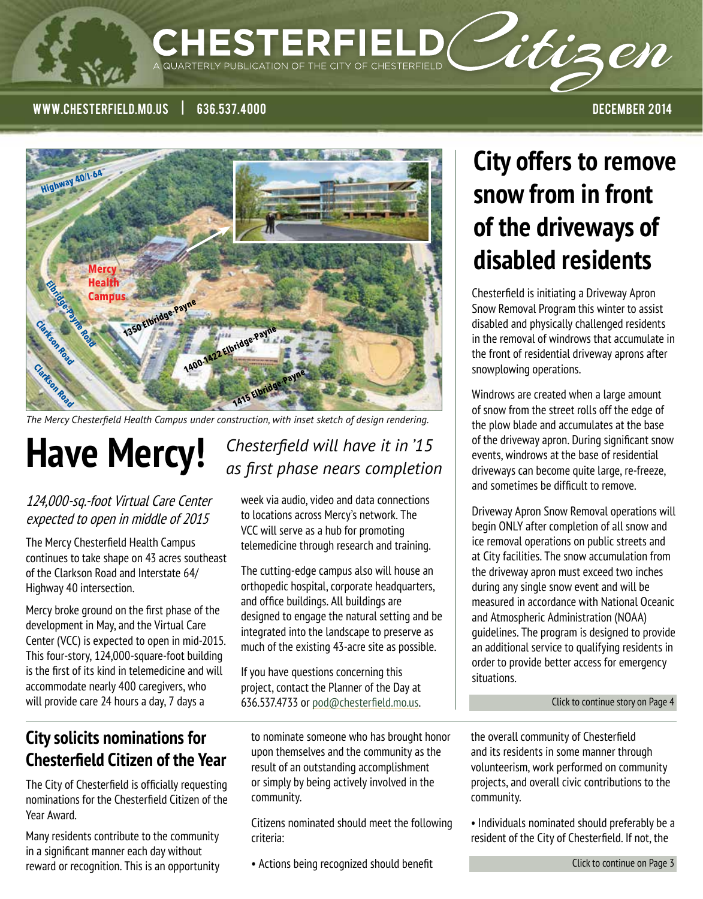# CHESTERFIELD Citizen

A QUARTERLY PUBLICATION OF THE CITY OF CHESTERFIELD

WWW.CHESTERFIELD.MO.US | 636.537.4000 DECEMBER 2014

The Mercy Chesterfield Health Campus under construction, with inset sketch of design rendering.

# Have Mercy!

*Chesterfield will have it in '15 as first phase nears completion*

*124,000-sq.-foot Virtual Care Center expected to open in middle of 2015*

The Mercy Chesterfield Health Campus continues to take shape on 43 acres southeast of the Clarkson Road and Interstate 64/Highway 40 intersection.

Mercy broke ground on the first phase of the development in May, and the Virtual Care Center (VCC) is expected to open in mid-2015. This four-story, 124,000-square-foot building is the first of its kind in telemedicine and will accommodate nearly 400 caregivers, who will provide care 24 hours a day, 7 days a week via audio, video and data connections to locations across Mercy's network. The VCC will serve as a hub for promoting telemedicine through research and training.

The cutting-edge campus also will house an orthopedic hospital, corporate headquarters, and office buildings. All buildings are designed to engage the natural setting and be integrated into the landscape to preserve as much of the existing 43-acre site as possible.

If you have questions concerning this project, contact the Planner of the Day at 636.537.4733 or pod@chesterfield.mo.us.

# City offers to remove snow from in front of the driveways of disabled residents

Chesterfield is initiating a Driveway Apron Snow Removal Program this winter to assist disabled and physically challenged residents in the removal of windrows that accumulate in the front of residential driveway aprons after snowplowing operations.

Windrows are created when a large amount of snow from the street rolls off the edge of the plow blade and accumulates at the base of the driveway apron. During significant snow events, windrows at the base of residential driveways can become quite large, re-freeze, and sometimes be difficult to remove.

Driveway Apron Snow Removal operations will begin ONLY after completion of all snow and ice removal operations on public streets and at City facilities. The snow accumulation from the driveway apron must exceed two inches during any single snow event and will be measured in accordance with National Oceanic and Atmospheric Administration (NOAA) guidelines. The program is designed to provide an additional service to qualifying residents in order to provide better access for emergency situations.

Click to continue story on Page 4

## City solicits nominations for Chesterfield Citizen of the Year

The City of Chesterfield is officially requesting nominations for the Chesterfield Citizen of the Year Award.

Many residents contribute to the community in a significant manner each day without reward or recognition. This is an opportunity to nominate someone who has brought honor upon themselves and the community as the result of an outstanding accomplishment or simply by being actively involved in the community.

Citizens nominated should meet the following criteria:

- Actions being recognized should benefit the overall community of Chesterfield and its residents in some manner through volunteerism, work performed on community projects, and overall civic contributions to the community.
- Individuals nominated should preferably be a resident of the City of Chesterfield. If not, the

Click to continue on Page 3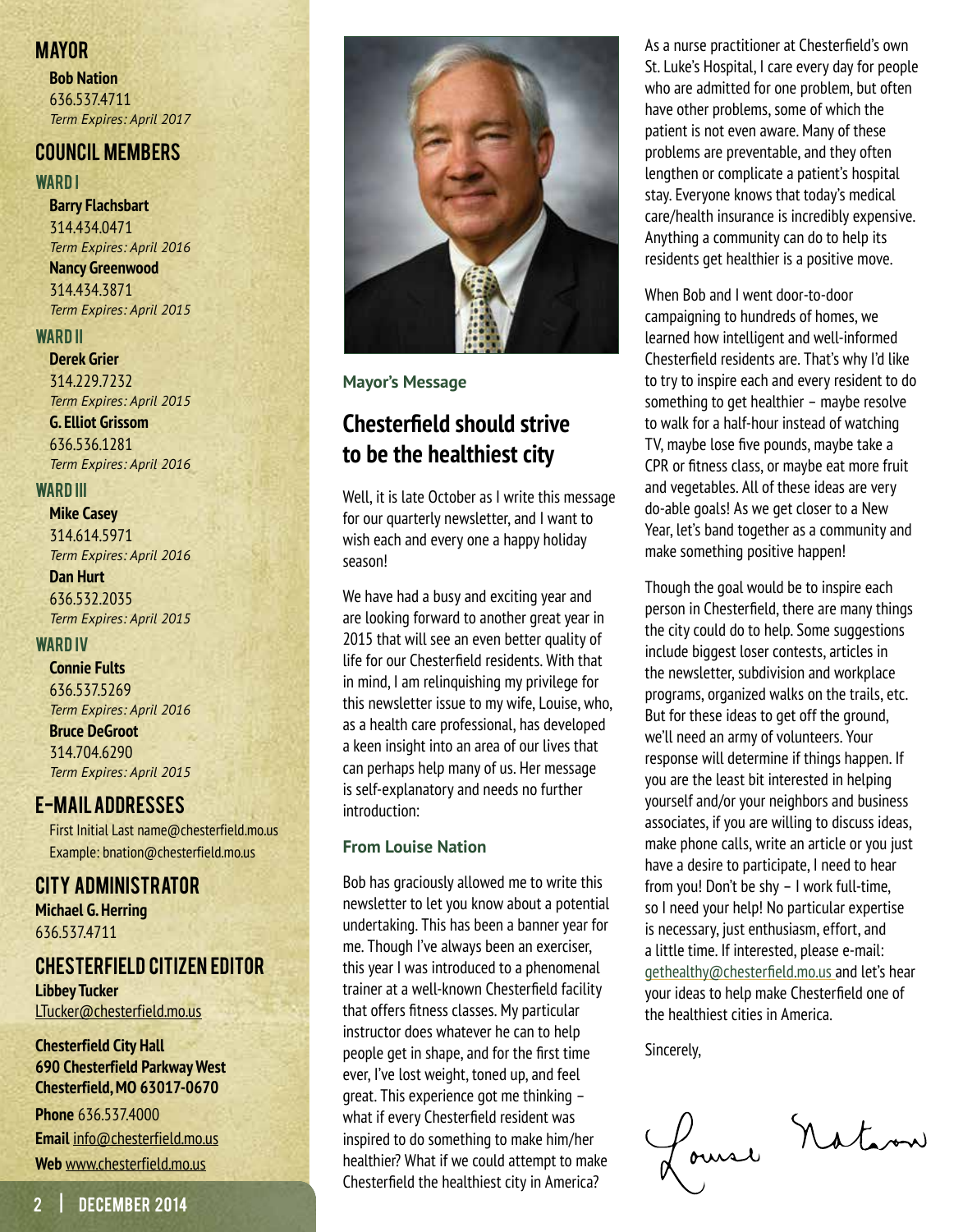## MAYOR

**Bob Nation**
636.537.4711
*Term Expires: April 2017*

## COUNCIL MEMBERS

### WARD I

**Barry Flachsbart**
314.434.0471
*Term Expires: April 2016*

**Nancy Greenwood**
314.434.3871
*Term Expires: April 2015*

### WARD II

**Derek Grier**
314.229.7232
*Term Expires: April 2015*

**G. Elliot Grissom**
636.536.1281
*Term Expires: April 2016*

### WARD III

**Mike Casey**
314.614.5971
*Term Expires: April 2016*

**Dan Hurt**
636.532.2035
*Term Expires: April 2015*

### WARD IV

**Connie Fults**
636.537.5269
*Term Expires: April 2016*

**Bruce DeGroot**
314.704.6290
*Term Expires: April 2015*

## E-MAIL ADDRESSES

First Initial Last name@chesterfield.mo.us
Example: bnation@chesterfield.mo.us

## CITY ADMINISTRATOR

**Michael G. Herring**
636.537.4711

## CHESTERFIELD CITIZEN EDITOR

**Libbey Tucker**
LTucker@chesterfield.mo.us

**Chesterfield City Hall**
**690 Chesterfield Parkway West**
**Chesterfield, MO 63017-0670**

**Phone** 636.537.4000
**Email** info@chesterfield.mo.us
**Web** www.chesterfield.mo.us

**Mayor's Message**

# Chesterfield should strive to be the healthiest city

Well, it is late October as I write this message for our quarterly newsletter, and I want to wish each and every one a happy holiday season!

We have had a busy and exciting year and are looking forward to another great year in 2015 that will see an even better quality of life for our Chesterfield residents. With that in mind, I am relinquishing my privilege for this newsletter issue to my wife, Louise, who, as a health care professional, has developed a keen insight into an area of our lives that can perhaps help many of us. Her message is self-explanatory and needs no further introduction:

### From Louise Nation

Bob has graciously allowed me to write this newsletter to let you know about a potential undertaking. This has been a banner year for me. Though I've always been an exerciser, this year I was introduced to a phenomenal trainer at a well-known Chesterfield facility that offers fitness classes. My particular instructor does whatever he can to help people get in shape, and for the first time ever, I've lost weight, toned up, and feel great. This experience got me thinking – what if every Chesterfield resident was inspired to do something to make him/her healthier? What if we could attempt to make Chesterfield the healthiest city in America?

As a nurse practitioner at Chesterfield's own St. Luke's Hospital, I care every day for people who are admitted for one problem, but often have other problems, some of which the patient is not even aware. Many of these problems are preventable, and they often lengthen or complicate a patient's hospital stay. Everyone knows that today's medical care/health insurance is incredibly expensive. Anything a community can do to help its residents get healthier is a positive move.

When Bob and I went door-to-door campaigning to hundreds of homes, we learned how intelligent and well-informed Chesterfield residents are. That's why I'd like to try to inspire each and every resident to do something to get healthier – maybe resolve to walk for a half-hour instead of watching TV, maybe lose five pounds, maybe take a CPR or fitness class, or maybe eat more fruit and vegetables. All of these ideas are very do-able goals! As we get closer to a New Year, let's band together as a community and make something positive happen!

Though the goal would be to inspire each person in Chesterfield, there are many things the city could do to help. Some suggestions include biggest loser contests, articles in the newsletter, subdivision and workplace programs, organized walks on the trails, etc. But for these ideas to get off the ground, we'll need an army of volunteers. Your response will determine if things happen. If you are the least bit interested in helping yourself and/or your neighbors and business associates, if you are willing to discuss ideas, make phone calls, write an article or you just have a desire to participate, I need to hear from you! Don't be shy – I work full-time, so I need your help! No particular expertise is necessary, just enthusiasm, effort, and a little time. If interested, please e-mail: gethealthy@chesterfield.mo.us and let's hear your ideas to help make Chesterfield one of the healthiest cities in America.

Sincerely,

Louise Nation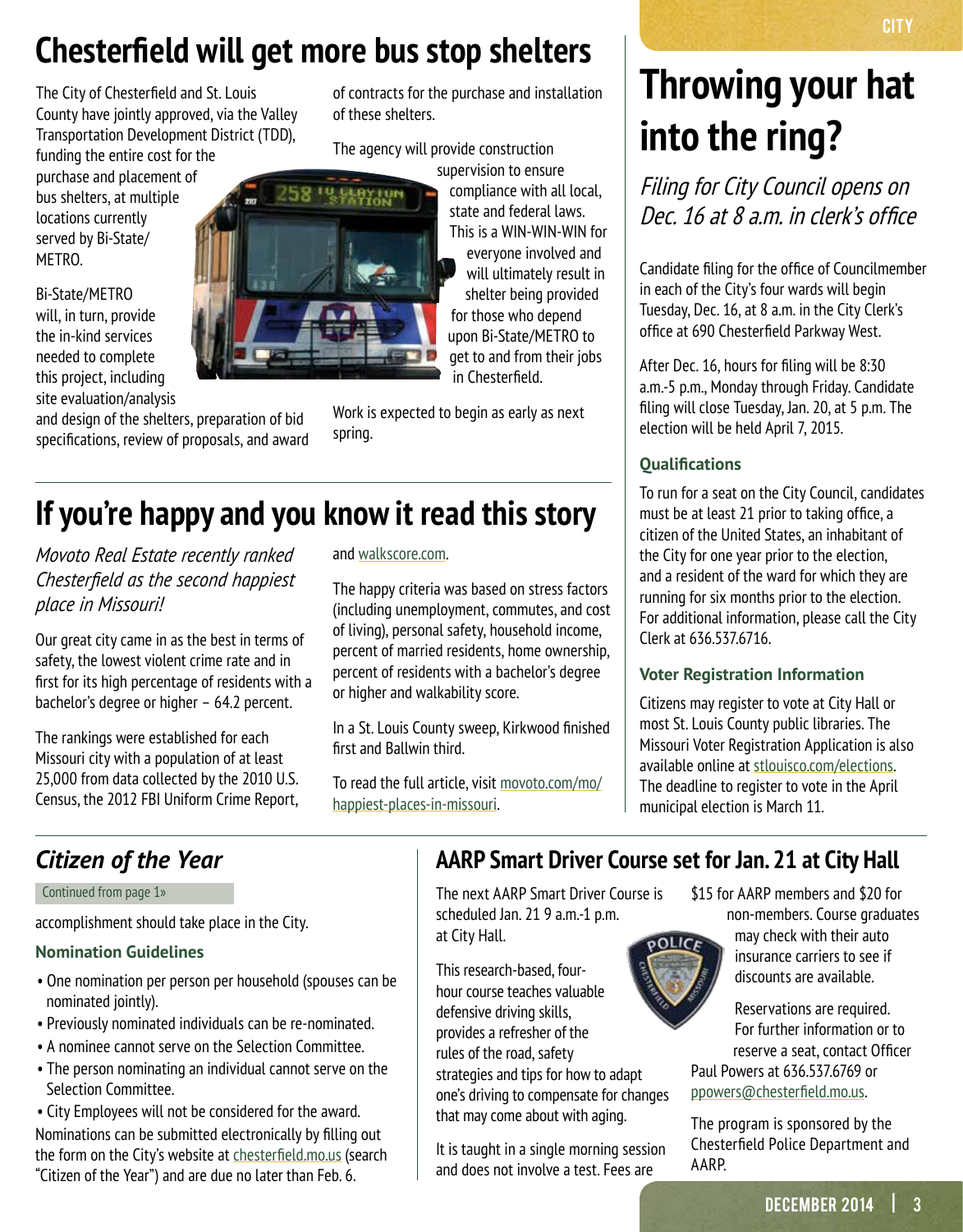# Chesterfield will get more bus stop shelters

The City of Chesterfield and St. Louis County have jointly approved, via the Valley Transportation Development District (TDD), funding the entire cost for the purchase and placement of bus shelters, at multiple locations currently served by Bi-State/METRO.

Bi-State/METRO will, in turn, provide the in-kind services needed to complete this project, including site evaluation/analysis and design of the shelters, preparation of bid specifications, review of proposals, and award of contracts for the purchase and installation of these shelters.

The agency will provide construction supervision to ensure compliance with all local, state and federal laws. This is a WIN-WIN-WIN for everyone involved and will ultimately result in shelter being provided for those who depend upon Bi-State/METRO to get to and from their jobs in Chesterfield.

Work is expected to begin as early as next spring.

# If you're happy and you know it read this story

*Movoto Real Estate recently ranked Chesterfield as the second happiest place in Missouri!*

Our great city came in as the best in terms of safety, the lowest violent crime rate and in first for its high percentage of residents with a bachelor's degree or higher – 64.2 percent.

The rankings were established for each Missouri city with a population of at least 25,000 from data collected by the 2010 U.S. Census, the 2012 FBI Uniform Crime Report, and walkscore.com.

The happy criteria was based on stress factors (including unemployment, commutes, and cost of living), personal safety, household income, percent of married residents, home ownership, percent of residents with a bachelor's degree or higher and walkability score.

In a St. Louis County sweep, Kirkwood finished first and Ballwin third.

To read the full article, visit movoto.com/mo/happiest-places-in-missouri.

# Throwing your hat into the ring?

*Filing for City Council opens on Dec. 16 at 8 a.m. in clerk's office*

Candidate filing for the office of Councilmember in each of the City's four wards will begin Tuesday, Dec. 16, at 8 a.m. in the City Clerk's office at 690 Chesterfield Parkway West.

After Dec. 16, hours for filing will be 8:30 a.m.-5 p.m., Monday through Friday. Candidate filing will close Tuesday, Jan. 20, at 5 p.m. The election will be held April 7, 2015.

### Qualifications

To run for a seat on the City Council, candidates must be at least 21 prior to taking office, a citizen of the United States, an inhabitant of the City for one year prior to the election, and a resident of the ward for which they are running for six months prior to the election. For additional information, please call the City Clerk at 636.537.6716.

### Voter Registration Information

Citizens may register to vote at City Hall or most St. Louis County public libraries. The Missouri Voter Registration Application is also available online at stlouisco.com/elections. The deadline to register to vote in the April municipal election is March 11.

## *Citizen of the Year*

Continued from page 1»

accomplishment should take place in the City.

### Nomination Guidelines

- One nomination per person per household (spouses can be nominated jointly).
- Previously nominated individuals can be re-nominated.
- A nominee cannot serve on the Selection Committee.
- The person nominating an individual cannot serve on the Selection Committee.
- City Employees will not be considered for the award.

Nominations can be submitted electronically by filling out the form on the City's website at chesterfield.mo.us (search "Citizen of the Year") and are due no later than Feb. 6.

## AARP Smart Driver Course set for Jan. 21 at City Hall

The next AARP Smart Driver Course is scheduled Jan. 21 9 a.m.-1 p.m. at City Hall.

This research-based, four-hour course teaches valuable defensive driving skills, provides a refresher of the rules of the road, safety strategies and tips for how to adapt one's driving to compensate for changes that may come about with aging.

It is taught in a single morning session and does not involve a test. Fees are $15 for AARP members and $20 for non-members. Course graduates may check with their auto insurance carriers to see if discounts are available.

Reservations are required. For further information or to reserve a seat, contact Officer Paul Powers at 636.537.6769 or ppowers@chesterfield.mo.us.

The program is sponsored by the Chesterfield Police Department and AARP.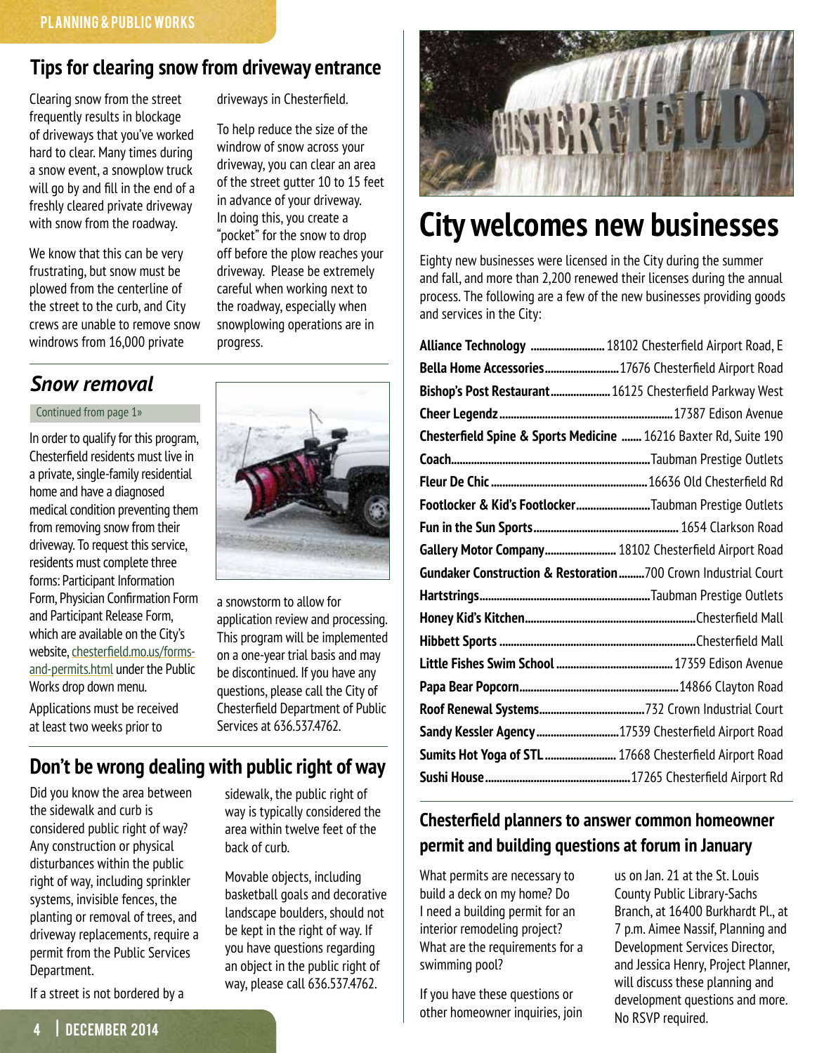## Tips for clearing snow from driveway entrance

Clearing snow from the street frequently results in blockage of driveways that you've worked hard to clear. Many times during a snow event, a snowplow truck will go by and fill in the end of a freshly cleared private driveway with snow from the roadway.

We know that this can be very frustrating, but snow must be plowed from the centerline of the street to the curb, and City crews are unable to remove snow windrows from 16,000 private driveways in Chesterfield.

To help reduce the size of the windrow of snow across your driveway, you can clear an area of the street gutter 10 to 15 feet in advance of your driveway. In doing this, you create a "pocket" for the snow to drop off before the plow reaches your driveway. Please be extremely careful when working next to the roadway, especially when snowplowing operations are in progress.

## *Snow removal*

Continued from page 1»

In order to qualify for this program, Chesterfield residents must live in a private, single-family residential home and have a diagnosed medical condition preventing them from removing snow from their driveway. To request this service, residents must complete three forms: Participant Information Form, Physician Confirmation Form and Participant Release Form, which are available on the City's website, chesterfield.mo.us/forms-and-permits.html under the Public Works drop down menu.

Applications must be received at least two weeks prior to a snowstorm to allow for application review and processing. This program will be implemented on a one-year trial basis and may be discontinued. If you have any questions, please call the City of Chesterfield Department of Public Services at 636.537.4762.

## Don't be wrong dealing with public right of way

Did you know the area between the sidewalk and curb is considered public right of way? Any construction or physical disturbances within the public right of way, including sprinkler systems, invisible fences, the planting or removal of trees, and driveway replacements, require a permit from the Public Services Department.

If a street is not bordered by a sidewalk, the public right of way is typically considered the area within twelve feet of the back of curb.

Movable objects, including basketball goals and decorative landscape boulders, should not be kept in the right of way. If you have questions regarding an object in the public right of way, please call 636.537.4762.

# City welcomes new businesses

Eighty new businesses were licensed in the City during the summer and fall, and more than 2,200 renewed their licenses during the annual process. The following are a few of the new businesses providing goods and services in the City:

| Business | Location |
|---|---|
| **Alliance Technology** | 18102 Chesterfield Airport Road, E |
| **Bella Home Accessories** | 17676 Chesterfield Airport Road |
| **Bishop's Post Restaurant** | 16125 Chesterfield Parkway West |
| **Cheer Legendz** | 17387 Edison Avenue |
| **Chesterfield Spine & Sports Medicine** | 16216 Baxter Rd, Suite 190 |
| **Coach** | Taubman Prestige Outlets |
| **Fleur De Chic** | 16636 Old Chesterfield Rd |
| **Footlocker & Kid's Footlocker** | Taubman Prestige Outlets |
| **Fun in the Sun Sports** | 1654 Clarkson Road |
| **Gallery Motor Company** | 18102 Chesterfield Airport Road |
| **Gundaker Construction & Restoration** | 700 Crown Industrial Court |
| **Hartstrings** | Taubman Prestige Outlets |
| **Honey Kid's Kitchen** | Chesterfield Mall |
| **Hibbett Sports** | Chesterfield Mall |
| **Little Fishes Swim School** | 17359 Edison Avenue |
| **Papa Bear Popcorn** | 14866 Clayton Road |
| **Roof Renewal Systems** | 732 Crown Industrial Court |
| **Sandy Kessler Agency** | 17539 Chesterfield Airport Road |
| **Sumits Hot Yoga of STL** | 17668 Chesterfield Airport Road |
| **Sushi House** | 17265 Chesterfield Airport Rd |

## Chesterfield planners to answer common homeowner permit and building questions at forum in January

What permits are necessary to build a deck on my home? Do I need a building permit for an interior remodeling project? What are the requirements for a swimming pool?

If you have these questions or other homeowner inquiries, join us on Jan. 21 at the St. Louis County Public Library-Sachs Branch, at 16400 Burkhardt Pl., at 7 p.m. Aimee Nassif, Planning and Development Services Director, and Jessica Henry, Project Planner, will discuss these planning and development questions and more. No RSVP required.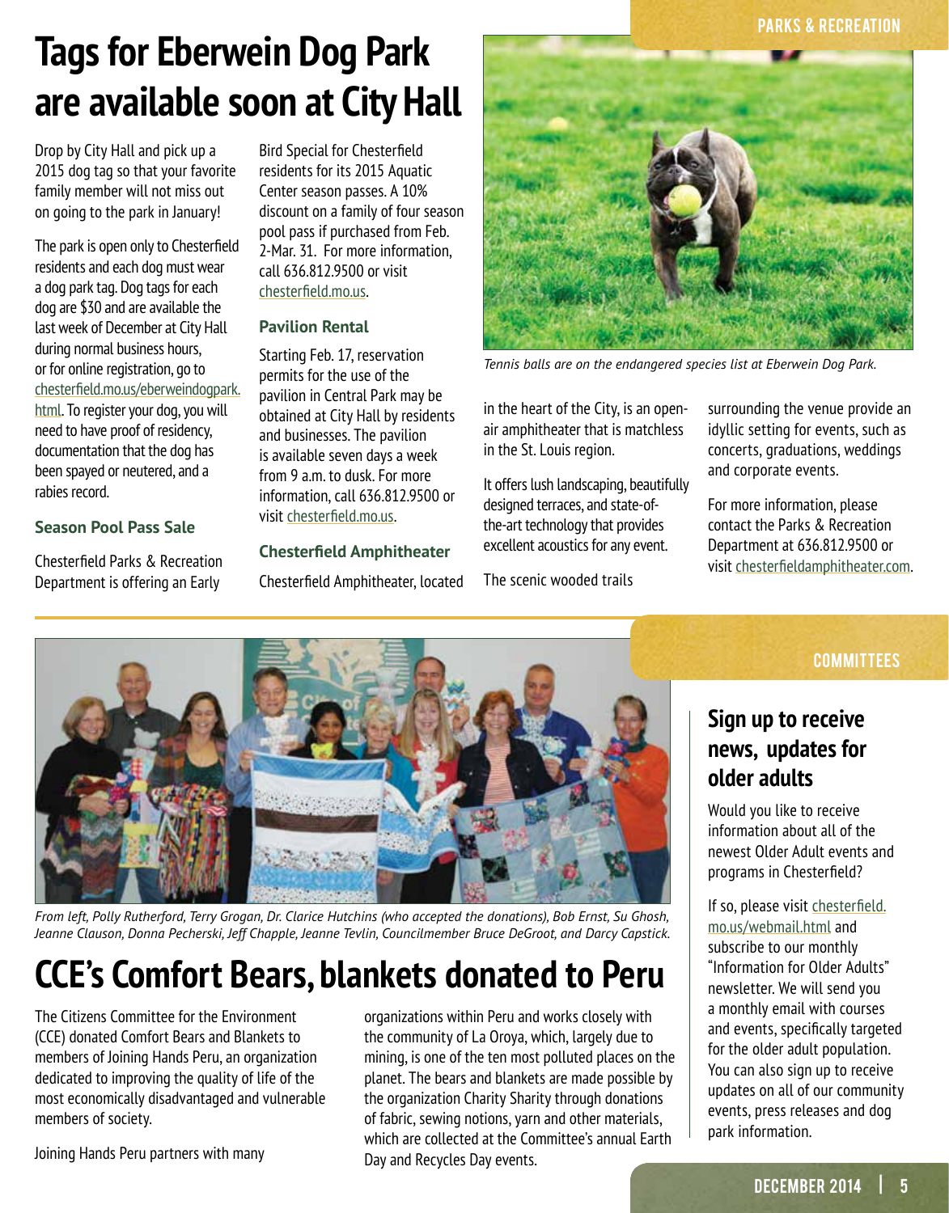# Tags for Eberwein Dog Park are available soon at City Hall

Drop by City Hall and pick up a 2015 dog tag so that your favorite family member will not miss out on going to the park in January!

The park is open only to Chesterfield residents and each dog must wear a dog park tag. Dog tags for each dog are $30 and are available the last week of December at City Hall during normal business hours, or for online registration, go to chesterfield.mo.us/eberweindogpark.html. To register your dog, you will need to have proof of residency, documentation that the dog has been spayed or neutered, and a rabies record.

### Season Pool Pass Sale

Chesterfield Parks & Recreation Department is offering an Early Bird Special for Chesterfield residents for its 2015 Aquatic Center season passes. A 10% discount on a family of four season pool pass if purchased from Feb. 2-Mar. 31. For more information, call 636.812.9500 or visit chesterfield.mo.us.

### Pavilion Rental

Starting Feb. 17, reservation permits for the use of the pavilion in Central Park may be obtained at City Hall by residents and businesses. The pavilion is available seven days a week from 9 a.m. to dusk. For more information, call 636.812.9500 or visit chesterfield.mo.us.

### Chesterfield Amphitheater

Chesterfield Amphitheater, located in the heart of the City, is an open-air amphitheater that is matchless in the St. Louis region.

It offers lush landscaping, beautifully designed terraces, and state-of-the-art technology that provides excellent acoustics for any event.

The scenic wooded trails surrounding the venue provide an idyllic setting for events, such as concerts, graduations, weddings and corporate events.

For more information, please contact the Parks & Recreation Department at 636.812.9500 or visit chesterfieldamphitheater.com.

*Tennis balls are on the endangered species list at Eberwein Dog Park.*

*From left, Polly Rutherford, Terry Grogan, Dr. Clarice Hutchins (who accepted the donations), Bob Ernst, Su Ghosh, Jeanne Clauson, Donna Pecherski, Jeff Chapple, Jeanne Tevlin, Councilmember Bruce DeGroot, and Darcy Capstick.*

# CCE's Comfort Bears, blankets donated to Peru

The Citizens Committee for the Environment (CCE) donated Comfort Bears and Blankets to members of Joining Hands Peru, an organization dedicated to improving the quality of life of the most economically disadvantaged and vulnerable members of society.

Joining Hands Peru partners with many organizations within Peru and works closely with the community of La Oroya, which, largely due to mining, is one of the ten most polluted places on the planet. The bears and blankets are made possible by the organization Charity Sharity through donations of fabric, sewing notions, yarn and other materials, which are collected at the Committee's annual Earth Day and Recycles Day events.

## Sign up to receive news, updates for older adults

Would you like to receive information about all of the newest Older Adult events and programs in Chesterfield?

If so, please visit chesterfield.mo.us/webmail.html and subscribe to our monthly "Information for Older Adults" newsletter. We will send you a monthly email with courses and events, specifically targeted for the older adult population. You can also sign up to receive updates on all of our community events, press releases and dog park information.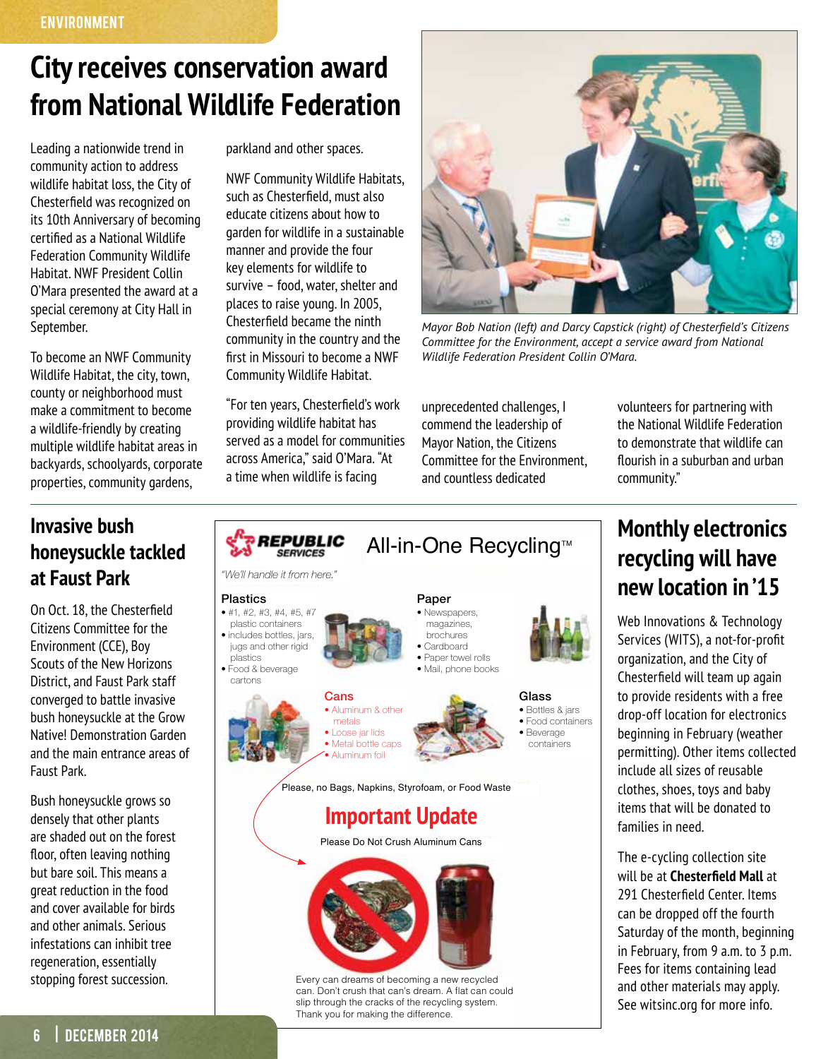ENVIRONMENT

# City receives conservation award from National Wildlife Federation

Leading a nationwide trend in community action to address wildlife habitat loss, the City of Chesterfield was recognized on its 10th Anniversary of becoming certified as a National Wildlife Federation Community Wildlife Habitat. NWF President Collin O'Mara presented the award at a special ceremony at City Hall in September.

To become an NWF Community Wildlife Habitat, the city, town, county or neighborhood must make a commitment to become a wildlife-friendly by creating multiple wildlife habitat areas in backyards, schoolyards, corporate properties, community gardens, parkland and other spaces.

NWF Community Wildlife Habitats, such as Chesterfield, must also educate citizens about how to garden for wildlife in a sustainable manner and provide the four key elements for wildlife to survive – food, water, shelter and places to raise young. In 2005, Chesterfield became the ninth community in the country and the first in Missouri to become a NWF Community Wildlife Habitat.

"For ten years, Chesterfield's work providing wildlife habitat has served as a model for communities across America," said O'Mara. "At a time when wildlife is facing unprecedented challenges, I commend the leadership of Mayor Nation, the Citizens Committee for the Environment, and countless dedicated volunteers for partnering with the National Wildlife Federation to demonstrate that wildlife can flourish in a suburban and urban community."

*Mayor Bob Nation (left) and Darcy Capstick (right) of Chesterfield's Citizens Committee for the Environment, accept a service award from National Wildlife Federation President Collin O'Mara.*

## Invasive bush honeysuckle tackled at Faust Park

On Oct. 18, the Chesterfield Citizens Committee for the Environment (CCE), Boy Scouts of the New Horizons District, and Faust Park staff converged to battle invasive bush honeysuckle at the Grow Native! Demonstration Garden and the main entrance areas of Faust Park.

Bush honeysuckle grows so densely that other plants are shaded out on the forest floor, often leaving nothing but bare soil. This means a great reduction in the food and cover available for birds and other animals. Serious infestations can inhibit tree regeneration, essentially stopping forest succession.

## REPUBLIC SERVICES — All-in-One Recycling™

*"We'll handle it from here."*

**Plastics**
- #1, #2, #3, #4, #5, #7 plastic containers
- includes bottles, jars, jugs and other rigid plastics
- Food & beverage cartons

**Paper**
- Newspapers, magazines, brochures
- Cardboard
- Paper towel rolls
- Mail, phone books

**Cans**
- Aluminum & other metals
- Loose jar lids
- Metal bottle caps
- Aluminum foil

**Glass**
- Bottles & jars
- Food containers
- Beverage containers

Please, no Bags, Napkins, Styrofoam, or Food Waste

### Important Update

Please Do Not Crush Aluminum Cans

Every can dreams of becoming a new recycled can. Don't crush that can's dream. A flat can could slip through the cracks of the recycling system. Thank you for making the difference.

## Monthly electronics recycling will have new location in '15

Web Innovations & Technology Services (WITS), a not-for-profit organization, and the City of Chesterfield will team up again to provide residents with a free drop-off location for electronics beginning in February (weather permitting). Other items collected include all sizes of reusable clothes, shoes, toys and baby items that will be donated to families in need.

The e-cycling collection site will be at **Chesterfield Mall** at 291 Chesterfield Center. Items can be dropped off the fourth Saturday of the month, beginning in February, from 9 a.m. to 3 p.m. Fees for items containing lead and other materials may apply. See witsinc.org for more info.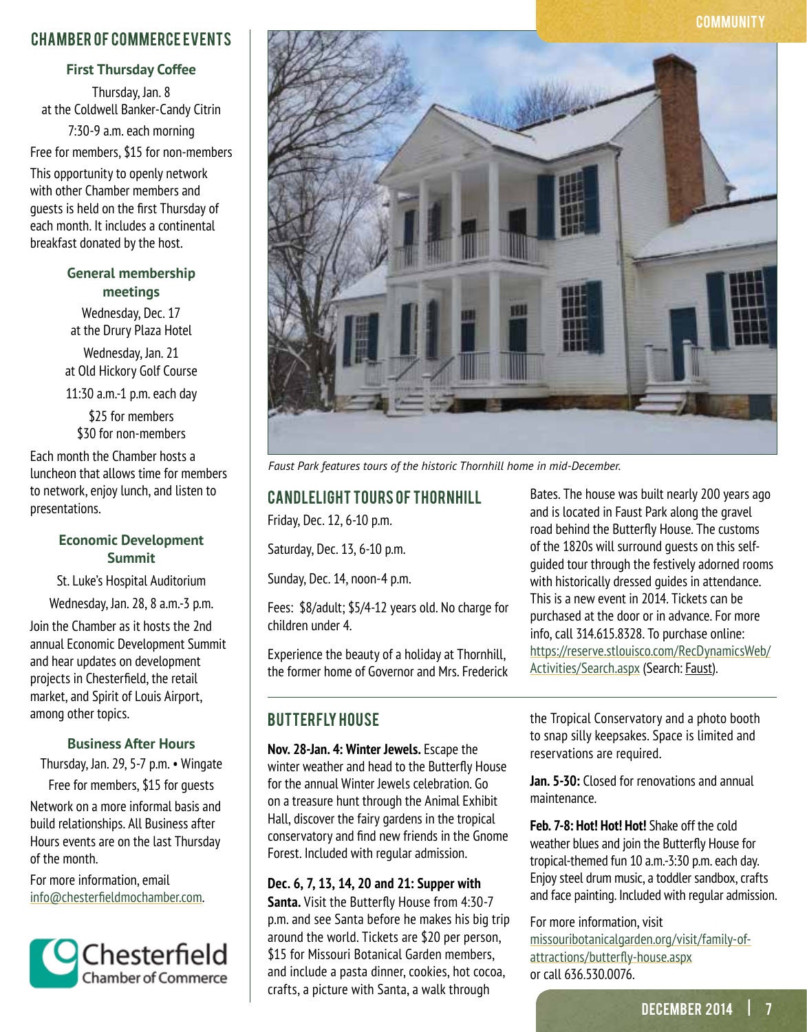## CHAMBER OF COMMERCE EVENTS

### First Thursday Coffee

Thursday, Jan. 8
at the Coldwell Banker-Candy Citrin

7:30-9 a.m. each morning

Free for members, $15 for non-members

This opportunity to openly network with other Chamber members and guests is held on the first Thursday of each month. It includes a continental breakfast donated by the host.

### General membership meetings

Wednesday, Dec. 17
at the Drury Plaza Hotel

Wednesday, Jan. 21
at Old Hickory Golf Course

11:30 a.m.-1 p.m. each day

$25 for members
$30 for non-members

Each month the Chamber hosts a luncheon that allows time for members to network, enjoy lunch, and listen to presentations.

### Economic Development Summit

St. Luke's Hospital Auditorium

Wednesday, Jan. 28, 8 a.m.-3 p.m.

Join the Chamber as it hosts the 2nd annual Economic Development Summit and hear updates on development projects in Chesterfield, the retail market, and Spirit of Louis Airport, among other topics.

### Business After Hours

Thursday, Jan. 29, 5-7 p.m. • Wingate

Free for members, $15 for guests

Network on a more informal basis and build relationships. All Business after Hours events are on the last Thursday of the month.

For more information, email info@chesterfieldmochamber.com.

Chesterfield Chamber of Commerce

*Faust Park features tours of the historic Thornhill home in mid-December.*

## CANDLELIGHT TOURS OF THORNHILL

Friday, Dec. 12, 6-10 p.m.

Saturday, Dec. 13, 6-10 p.m.

Sunday, Dec. 14, noon-4 p.m.

Fees: $8/adult; $5/4-12 years old. No charge for children under 4.

Experience the beauty of a holiday at Thornhill, the former home of Governor and Mrs. Frederick Bates. The house was built nearly 200 years ago and is located in Faust Park along the gravel road behind the Butterfly House. The customs of the 1820s will surround guests on this self-guided tour through the festively adorned rooms with historically dressed guides in attendance. This is a new event in 2014. Tickets can be purchased at the door or in advance. For more info, call 314.615.8328. To purchase online: https://reserve.stlouisco.com/RecDynamicsWeb/Activities/Search.aspx (Search: Faust).

## BUTTERFLY HOUSE

**Nov. 28-Jan. 4: Winter Jewels.** Escape the winter weather and head to the Butterfly House for the annual Winter Jewels celebration. Go on a treasure hunt through the Animal Exhibit Hall, discover the fairy gardens in the tropical conservatory and find new friends in the Gnome Forest. Included with regular admission.

**Dec. 6, 7, 13, 14, 20 and 21: Supper with Santa.** Visit the Butterfly House from 4:30-7 p.m. and see Santa before he makes his big trip around the world. Tickets are $20 per person, $15 for Missouri Botanical Garden members, and include a pasta dinner, cookies, hot cocoa, crafts, a picture with Santa, a walk through the Tropical Conservatory and a photo booth to snap silly keepsakes. Space is limited and reservations are required.

**Jan. 5-30:** Closed for renovations and annual maintenance.

**Feb. 7-8: Hot! Hot! Hot!** Shake off the cold weather blues and join the Butterfly House for tropical-themed fun 10 a.m.-3:30 p.m. each day. Enjoy steel drum music, a toddler sandbox, crafts and face painting. Included with regular admission.

For more information, visit missouribotanicalgarden.org/visit/family-of-attractions/butterfly-house.aspx or call 636.530.0076.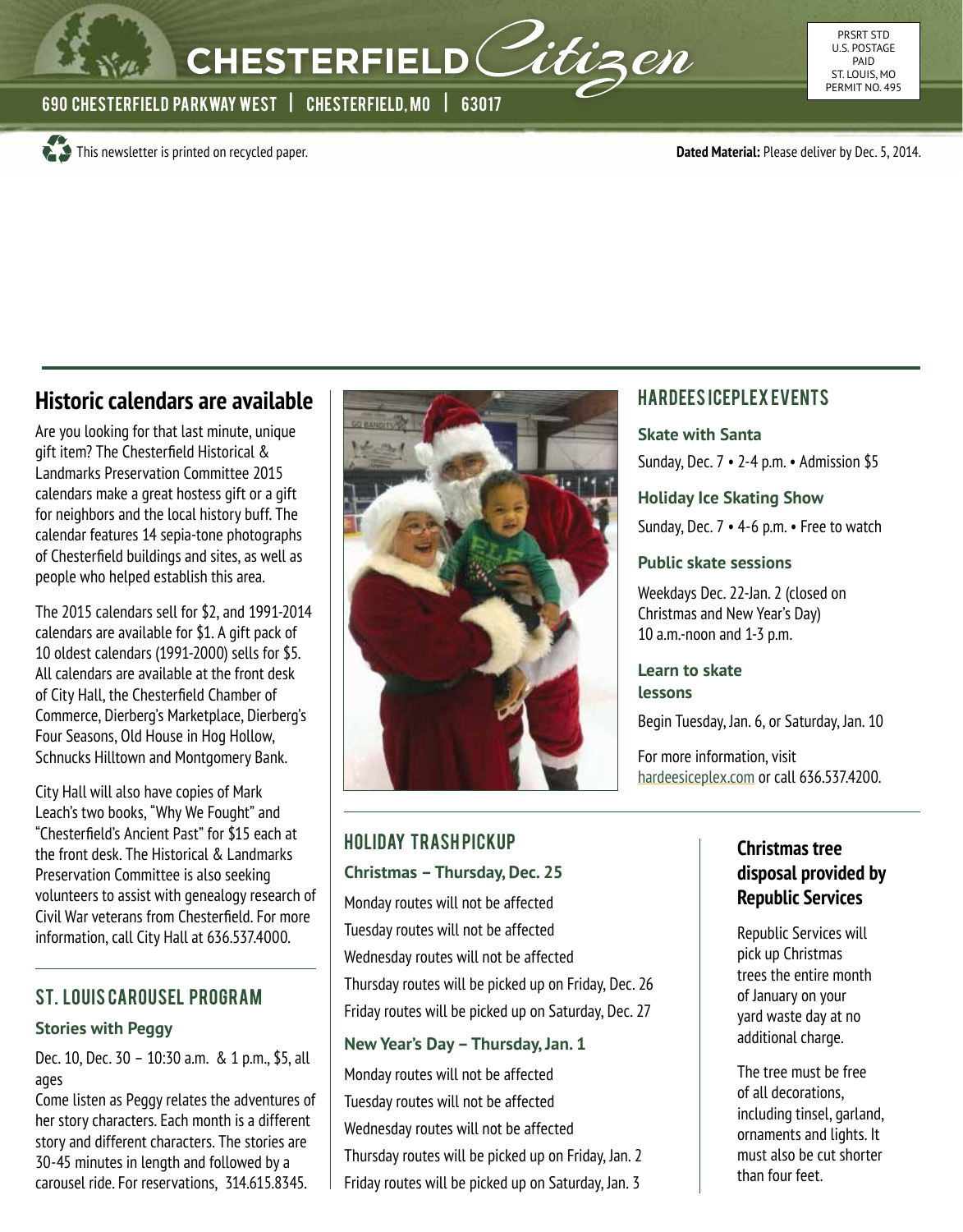# CHESTERFIELD Citizen

690 CHESTERFIELD PARKWAY WEST | CHESTERFIELD, MO | 63017

PRSRT STD
U.S. POSTAGE
PAID
ST. LOUIS, MO
PERMIT NO. 495

This newsletter is printed on recycled paper.

**Dated Material:** Please deliver by Dec. 5, 2014.

## Historic calendars are available

Are you looking for that last minute, unique gift item? The Chesterfield Historical & Landmarks Preservation Committee 2015 calendars make a great hostess gift or a gift for neighbors and the local history buff. The calendar features 14 sepia-tone photographs of Chesterfield buildings and sites, as well as people who helped establish this area.

The 2015 calendars sell for $2, and 1991-2014 calendars are available for $1. A gift pack of 10 oldest calendars (1991-2000) sells for $5. All calendars are available at the front desk of City Hall, the Chesterfield Chamber of Commerce, Dierberg's Marketplace, Dierberg's Four Seasons, Old House in Hog Hollow, Schnucks Hilltown and Montgomery Bank.

City Hall will also have copies of Mark Leach's two books, "Why We Fought" and "Chesterfield's Ancient Past" for $15 each at the front desk. The Historical & Landmarks Preservation Committee is also seeking volunteers to assist with genealogy research of Civil War veterans from Chesterfield. For more information, call City Hall at 636.537.4000.

## ST. LOUIS CAROUSEL PROGRAM

### Stories with Peggy

Dec. 10, Dec. 30 – 10:30 a.m. & 1 p.m., $5, all ages

Come listen as Peggy relates the adventures of her story characters. Each month is a different story and different characters. The stories are 30-45 minutes in length and followed by a carousel ride. For reservations, 314.615.8345.

## HARDEES ICEPLEX EVENTS

### Skate with Santa

Sunday, Dec. 7 • 2-4 p.m. • Admission $5

### Holiday Ice Skating Show

Sunday, Dec. 7 • 4-6 p.m. • Free to watch

### Public skate sessions

Weekdays Dec. 22-Jan. 2 (closed on Christmas and New Year's Day)
10 a.m.-noon and 1-3 p.m.

### Learn to skate lessons

Begin Tuesday, Jan. 6, or Saturday, Jan. 10

For more information, visit hardeesiceplex.com or call 636.537.4200.

## HOLIDAY TRASH PICKUP

### Christmas – Thursday, Dec. 25

Monday routes will not be affected
Tuesday routes will not be affected
Wednesday routes will not be affected
Thursday routes will be picked up on Friday, Dec. 26
Friday routes will be picked up on Saturday, Dec. 27

### New Year's Day – Thursday, Jan. 1

Monday routes will not be affected
Tuesday routes will not be affected
Wednesday routes will not be affected
Thursday routes will be picked up on Friday, Jan. 2
Friday routes will be picked up on Saturday, Jan. 3

## Christmas tree disposal provided by Republic Services

Republic Services will pick up Christmas trees the entire month of January on your yard waste day at no additional charge.

The tree must be free of all decorations, including tinsel, garland, ornaments and lights. It must also be cut shorter than four feet.